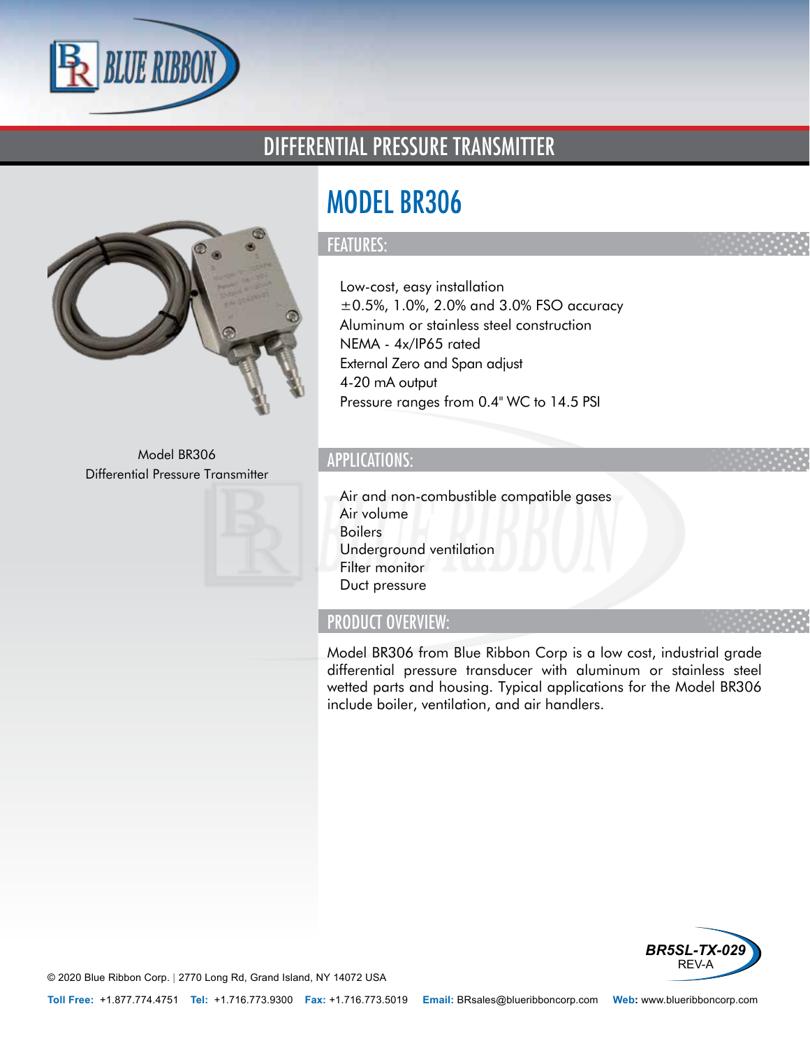# DIFFERENTIAL PRESSURE TRANSMITTER

Model BR306
Differential Pressure Transmitter

## MODEL BR306

### FEATURES:

- Low-cost, easy installation
- ±0.5%, 1.0%, 2.0% and 3.0% FSO accuracy
- Aluminum or stainless steel construction
- NEMA - 4x/IP65 rated
- External Zero and Span adjust
- 4-20 mA output
- Pressure ranges from 0.4" WC to 14.5 PSI

### APPLICATIONS:

- Air and non-combustible compatible gases
- Air volume
- Boilers
- Underground ventilation
- Filter monitor
- Duct pressure

### PRODUCT OVERVIEW:

Model BR306 from Blue Ribbon Corp is a low cost, industrial grade differential pressure transducer with aluminum or stainless steel wetted parts and housing. Typical applications for the Model BR306 include boiler, ventilation, and air handlers.

BR5SL-TX-029
REV-A

© 2020 Blue Ribbon Corp. | 2770 Long Rd, Grand Island, NY 14072 USA

**Toll Free:** +1.877.774.4751 **Tel:** +1.716.773.9300 **Fax:** +1.716.773.5019 **Email:** BRsales@blueribboncorp.com **Web:** www.blueribboncorp.com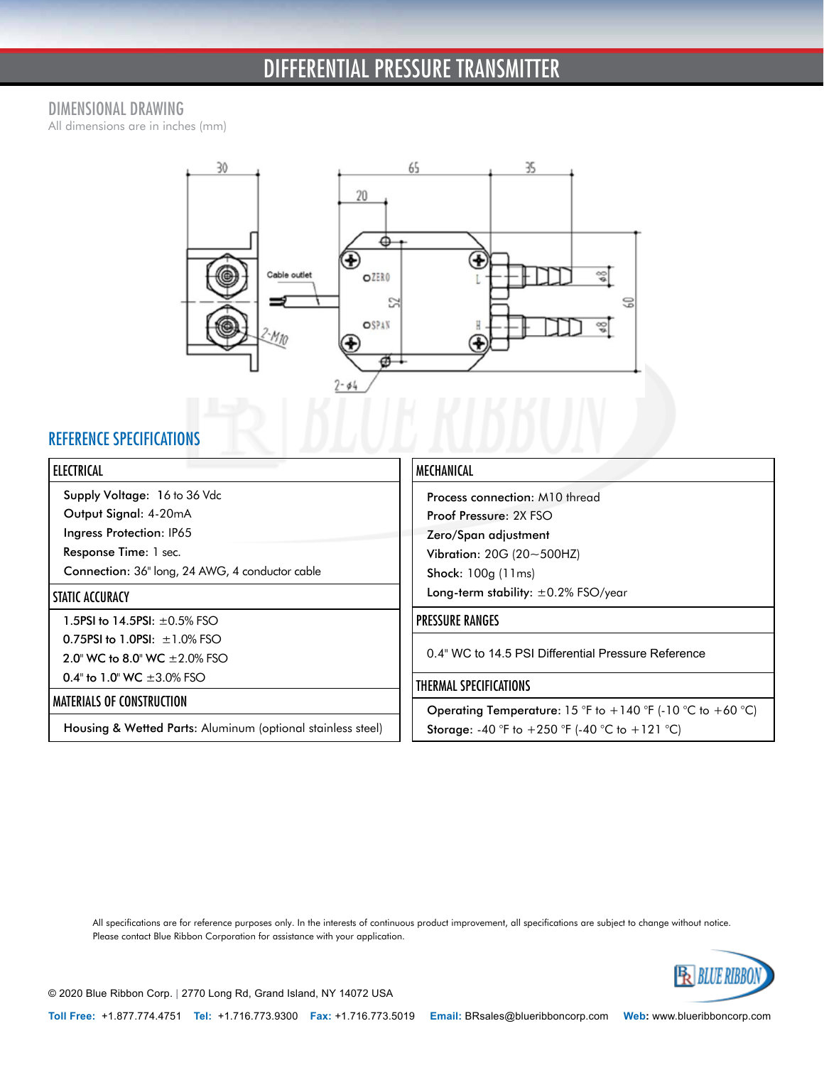# DIFFERENTIAL PRESSURE TRANSMITTER

## DIMENSIONAL DRAWING

All dimensions are in inches (mm)

30

65

35

20

Cable outlet

ZERO

SPAN

52

60

L

H

ø8

ø8

2-M10

2-ø4

## REFERENCE SPECIFICATIONS

### ELECTRICAL

**Supply Voltage:** 16 to 36 Vdc
**Output Signal:** 4-20mA
**Ingress Protection:** IP65
**Response Time:** 1 sec.
**Connection:** 36" long, 24 AWG, 4 conductor cable

### STATIC ACCURACY

**1.5PSI to 14.5PSI:** ±0.5% FSO
**0.75PSI to 1.0PSI:** ±1.0% FSO
**2.0" WC to 8.0" WC** ±2.0% FSO
**0.4" to 1.0" WC** ±3.0% FSO

### MATERIALS OF CONSTRUCTION

**Housing & Wetted Parts:** Aluminum (optional stainless steel)

### MECHANICAL

**Process connection:** M10 thread
**Proof Pressure:** 2X FSO
**Zero/Span adjustment**
**Vibration:** 20G (20~500HZ)
**Shock:** 100g (11ms)
**Long-term stability:** ±0.2% FSO/year

### PRESSURE RANGES

0.4" WC to 14.5 PSI Differential Pressure Reference

### THERMAL SPECIFICATIONS

**Operating Temperature:** 15 °F to +140 °F (-10 °C to +60 °C)
**Storage:** -40 °F to +250 °F (-40 °C to +121 °C)

All specifications are for reference purposes only. In the interests of continuous product improvement, all specifications are subject to change without notice. Please contact Blue Ribbon Corporation for assistance with your application.

© 2020 Blue Ribbon Corp. | 2770 Long Rd, Grand Island, NY 14072 USA

**Toll Free:** +1.877.774.4751 **Tel:** +1.716.773.9300 **Fax:** +1.716.773.5019 **Email:** BRsales@blueribboncorp.com **Web:** www.blueribboncorp.com